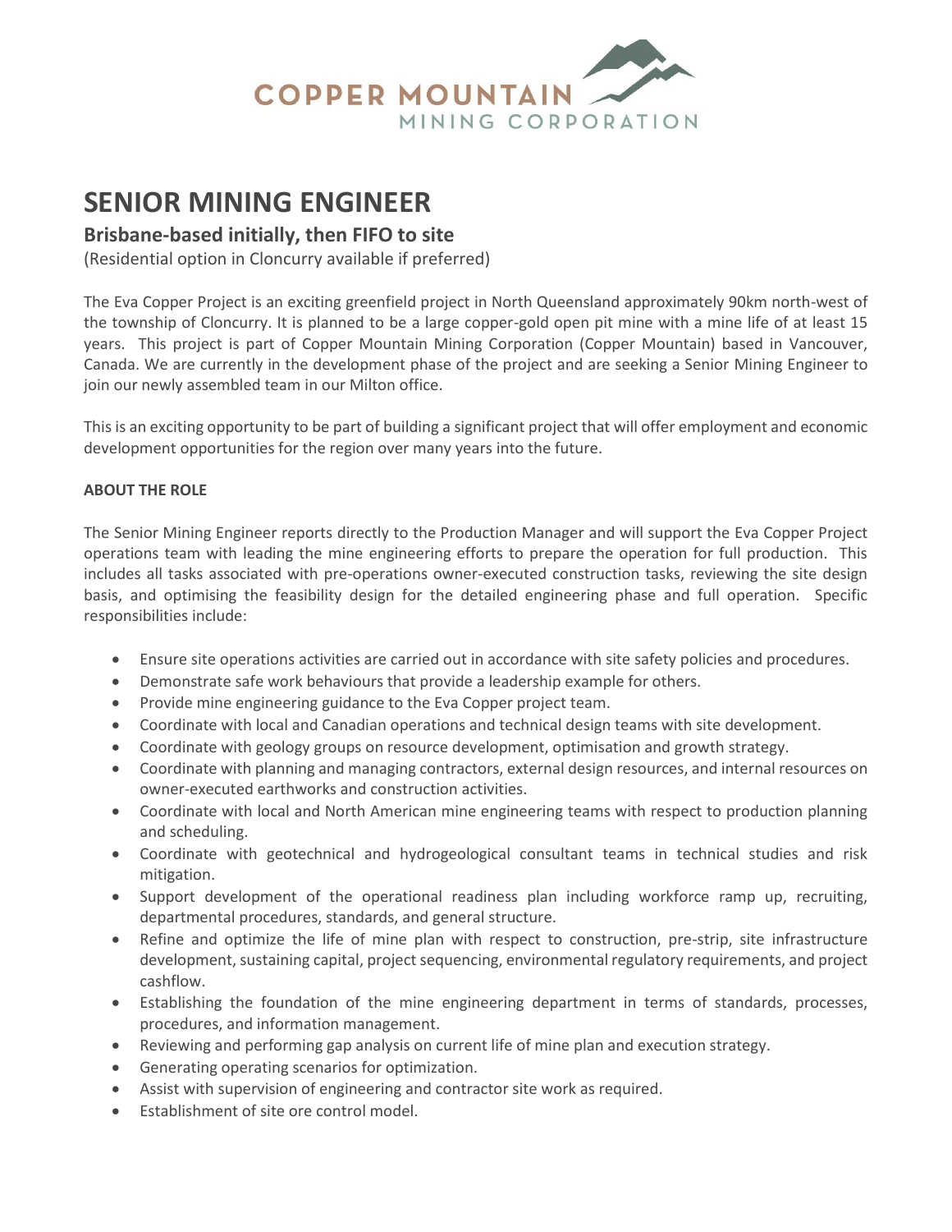COPPER MOUNTAIN
MINING CORPORATION

# SENIOR MINING ENGINEER

## Brisbane-based initially, then FIFO to site

(Residential option in Cloncurry available if preferred)

The Eva Copper Project is an exciting greenfield project in North Queensland approximately 90km north-west of the township of Cloncurry. It is planned to be a large copper-gold open pit mine with a mine life of at least 15 years. This project is part of Copper Mountain Mining Corporation (Copper Mountain) based in Vancouver, Canada. We are currently in the development phase of the project and are seeking a Senior Mining Engineer to join our newly assembled team in our Milton office.

This is an exciting opportunity to be part of building a significant project that will offer employment and economic development opportunities for the region over many years into the future.

**ABOUT THE ROLE**

The Senior Mining Engineer reports directly to the Production Manager and will support the Eva Copper Project operations team with leading the mine engineering efforts to prepare the operation for full production. This includes all tasks associated with pre-operations owner-executed construction tasks, reviewing the site design basis, and optimising the feasibility design for the detailed engineering phase and full operation. Specific responsibilities include:

- Ensure site operations activities are carried out in accordance with site safety policies and procedures.
- Demonstrate safe work behaviours that provide a leadership example for others.
- Provide mine engineering guidance to the Eva Copper project team.
- Coordinate with local and Canadian operations and technical design teams with site development.
- Coordinate with geology groups on resource development, optimisation and growth strategy.
- Coordinate with planning and managing contractors, external design resources, and internal resources on owner-executed earthworks and construction activities.
- Coordinate with local and North American mine engineering teams with respect to production planning and scheduling.
- Coordinate with geotechnical and hydrogeological consultant teams in technical studies and risk mitigation.
- Support development of the operational readiness plan including workforce ramp up, recruiting, departmental procedures, standards, and general structure.
- Refine and optimize the life of mine plan with respect to construction, pre-strip, site infrastructure development, sustaining capital, project sequencing, environmental regulatory requirements, and project cashflow.
- Establishing the foundation of the mine engineering department in terms of standards, processes, procedures, and information management.
- Reviewing and performing gap analysis on current life of mine plan and execution strategy.
- Generating operating scenarios for optimization.
- Assist with supervision of engineering and contractor site work as required.
- Establishment of site ore control model.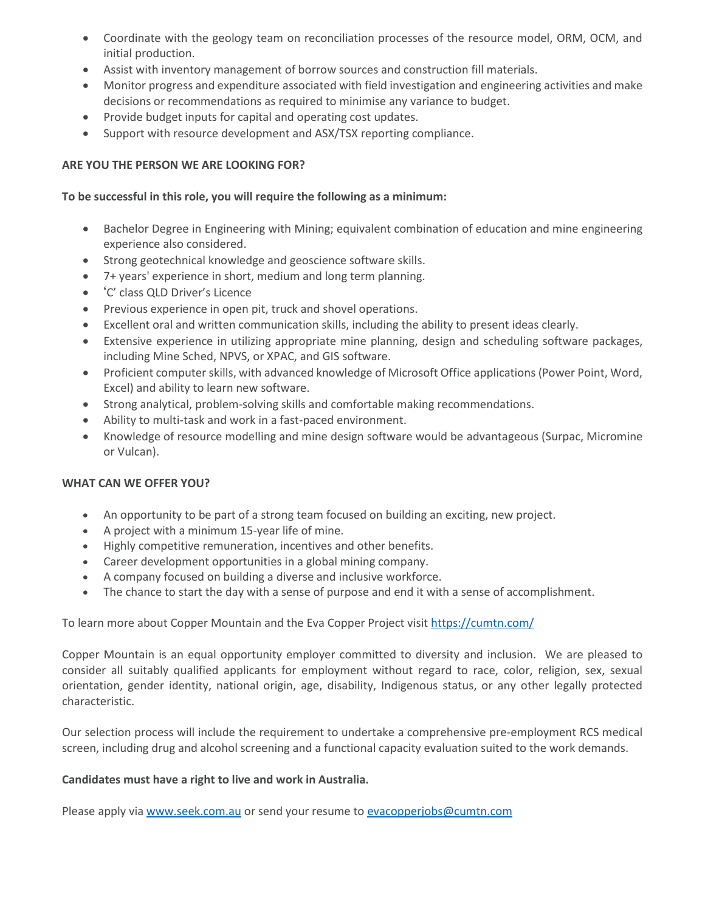- Coordinate with the geology team on reconciliation processes of the resource model, ORM, OCM, and initial production.
- Assist with inventory management of borrow sources and construction fill materials.
- Monitor progress and expenditure associated with field investigation and engineering activities and make decisions or recommendations as required to minimise any variance to budget.
- Provide budget inputs for capital and operating cost updates.
- Support with resource development and ASX/TSX reporting compliance.

**ARE YOU THE PERSON WE ARE LOOKING FOR?**

**To be successful in this role, you will require the following as a minimum:**

- Bachelor Degree in Engineering with Mining; equivalent combination of education and mine engineering experience also considered.
- Strong geotechnical knowledge and geoscience software skills.
- 7+ years' experience in short, medium and long term planning.
- ‘C’ class QLD Driver’s Licence
- Previous experience in open pit, truck and shovel operations.
- Excellent oral and written communication skills, including the ability to present ideas clearly.
- Extensive experience in utilizing appropriate mine planning, design and scheduling software packages, including Mine Sched, NPVS, or XPAC, and GIS software.
- Proficient computer skills, with advanced knowledge of Microsoft Office applications (Power Point, Word, Excel) and ability to learn new software.
- Strong analytical, problem-solving skills and comfortable making recommendations.
- Ability to multi-task and work in a fast-paced environment.
- Knowledge of resource modelling and mine design software would be advantageous (Surpac, Micromine or Vulcan).

**WHAT CAN WE OFFER YOU?**

- An opportunity to be part of a strong team focused on building an exciting, new project.
- A project with a minimum 15-year life of mine.
- Highly competitive remuneration, incentives and other benefits.
- Career development opportunities in a global mining company.
- A company focused on building a diverse and inclusive workforce.
- The chance to start the day with a sense of purpose and end it with a sense of accomplishment.

To learn more about Copper Mountain and the Eva Copper Project visit https://cumtn.com/

Copper Mountain is an equal opportunity employer committed to diversity and inclusion. We are pleased to consider all suitably qualified applicants for employment without regard to race, color, religion, sex, sexual orientation, gender identity, national origin, age, disability, Indigenous status, or any other legally protected characteristic.

Our selection process will include the requirement to undertake a comprehensive pre-employment RCS medical screen, including drug and alcohol screening and a functional capacity evaluation suited to the work demands.

**Candidates must have a right to live and work in Australia.**

Please apply via www.seek.com.au or send your resume to evacopperjobs@cumtn.com